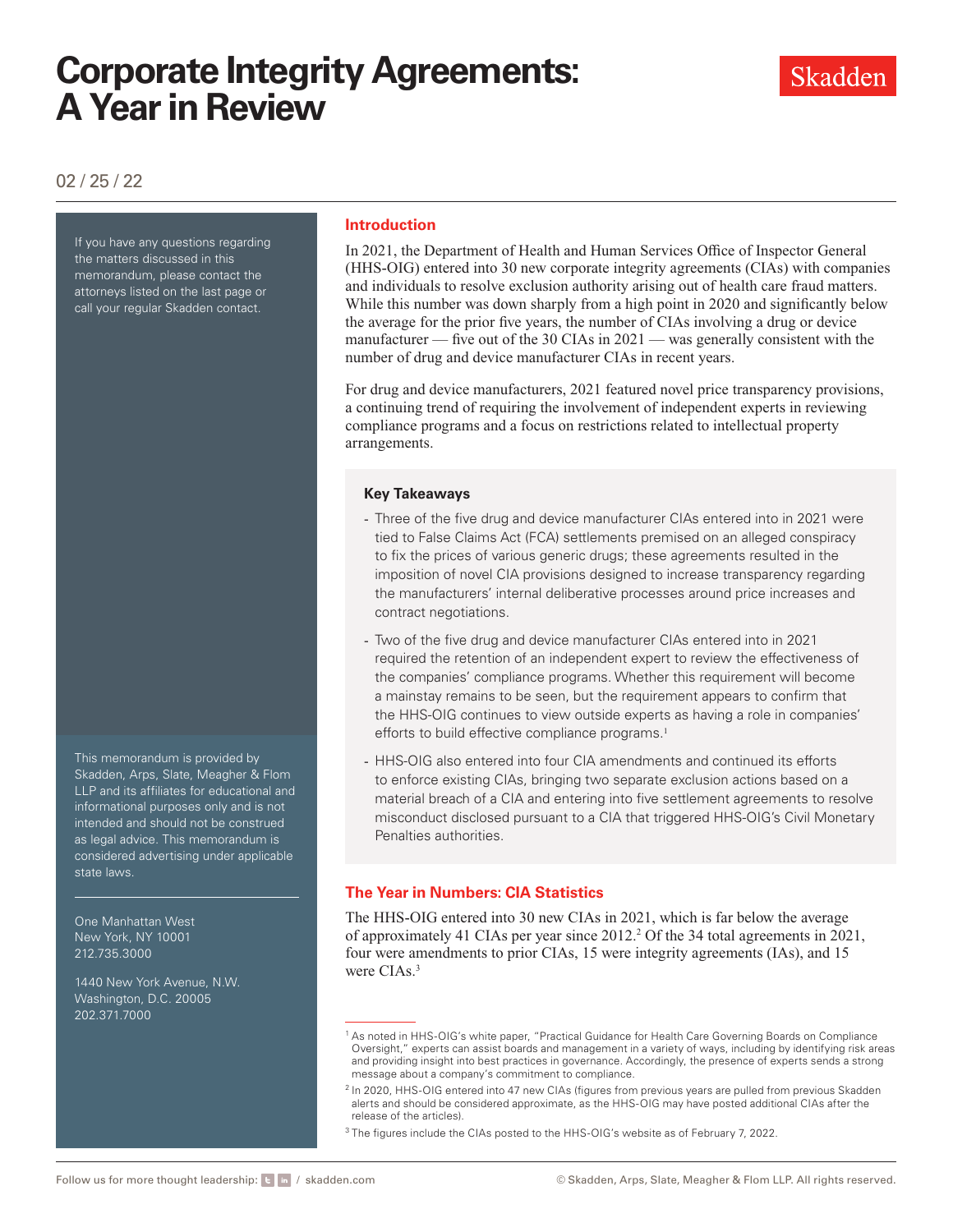# Corporate Integrity Agreements: A Year in Review

Skadden

02 / 25 / 22

If you have any questions regarding the matters discussed in this memorandum, please contact the attorneys listed on the last page or call your regular Skadden contact.

This memorandum is provided by Skadden, Arps, Slate, Meagher & Flom LLP and its affiliates for educational and informational purposes only and is not intended and should not be construed as legal advice. This memorandum is considered advertising under applicable state laws.

One Manhattan West
New York, NY 10001
212.735.3000

1440 New York Avenue, N.W.
Washington, D.C. 20005
202.371.7000

## Introduction

In 2021, the Department of Health and Human Services Office of Inspector General (HHS-OIG) entered into 30 new corporate integrity agreements (CIAs) with companies and individuals to resolve exclusion authority arising out of health care fraud matters. While this number was down sharply from a high point in 2020 and significantly below the average for the prior five years, the number of CIAs involving a drug or device manufacturer — five out of the 30 CIAs in 2021 — was generally consistent with the number of drug and device manufacturer CIAs in recent years.

For drug and device manufacturers, 2021 featured novel price transparency provisions, a continuing trend of requiring the involvement of independent experts in reviewing compliance programs and a focus on restrictions related to intellectual property arrangements.

### Key Takeaways

- Three of the five drug and device manufacturer CIAs entered into in 2021 were tied to False Claims Act (FCA) settlements premised on an alleged conspiracy to fix the prices of various generic drugs; these agreements resulted in the imposition of novel CIA provisions designed to increase transparency regarding the manufacturers' internal deliberative processes around price increases and contract negotiations.
- Two of the five drug and device manufacturer CIAs entered into in 2021 required the retention of an independent expert to review the effectiveness of the companies' compliance programs. Whether this requirement will become a mainstay remains to be seen, but the requirement appears to confirm that the HHS-OIG continues to view outside experts as having a role in companies' efforts to build effective compliance programs.[1]
- HHS-OIG also entered into four CIA amendments and continued its efforts to enforce existing CIAs, bringing two separate exclusion actions based on a material breach of a CIA and entering into five settlement agreements to resolve misconduct disclosed pursuant to a CIA that triggered HHS-OIG's Civil Monetary Penalties authorities.

## The Year in Numbers: CIA Statistics

The HHS-OIG entered into 30 new CIAs in 2021, which is far below the average of approximately 41 CIAs per year since 2012.[2] Of the 34 total agreements in 2021, four were amendments to prior CIAs, 15 were integrity agreements (IAs), and 15 were CIAs.[3]

[1] As noted in HHS-OIG's white paper, "Practical Guidance for Health Care Governing Boards on Compliance Oversight," experts can assist boards and management in a variety of ways, including by identifying risk areas and providing insight into best practices in governance. Accordingly, the presence of experts sends a strong message about a company's commitment to compliance.

[2] In 2020, HHS-OIG entered into 47 new CIAs (figures from previous years are pulled from previous Skadden alerts and should be considered approximate, as the HHS-OIG may have posted additional CIAs after the release of the articles).

[3] The figures include the CIAs posted to the HHS-OIG's website as of February 7, 2022.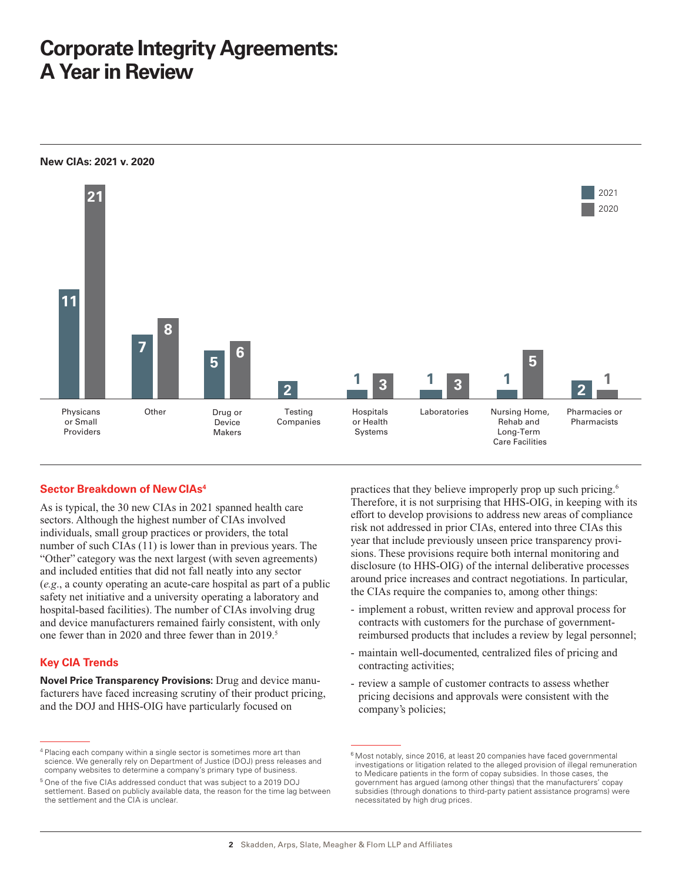# Corporate Integrity Agreements: A Year in Review

**New CIAs: 2021 v. 2020**

| Sector | 2021 | 2020 |
|---|---|---|
| Physicans or Small Providers | 11 | 21 |
| Other | 7 | 8 |
| Drug or Device Makers | 5 | 6 |
| Testing Companies | 2 | |
| Hospitals or Health Systems | 1 | 3 |
| Laboratories | 1 | 3 |
| Nursing Home, Rehab and Long-Term Care Facilities | 1 | 5 |
| Pharmacies or Pharmacists | 2 | 1 |

## Sector Breakdown of New CIAs[4]

As is typical, the 30 new CIAs in 2021 spanned health care sectors. Although the highest number of CIAs involved individuals, small group practices or providers, the total number of such CIAs (11) is lower than in previous years. The "Other" category was the next largest (with seven agreements) and included entities that did not fall neatly into any sector (*e.g.*, a county operating an acute-care hospital as part of a public safety net initiative and a university operating a laboratory and hospital-based facilities). The number of CIAs involving drug and device manufacturers remained fairly consistent, with only one fewer than in 2020 and three fewer than in 2019.[5]

## Key CIA Trends

**Novel Price Transparency Provisions:** Drug and device manufacturers have faced increasing scrutiny of their product pricing, and the DOJ and HHS-OIG have particularly focused on practices that they believe improperly prop up such pricing.[6] Therefore, it is not surprising that HHS-OIG, in keeping with its effort to develop provisions to address new areas of compliance risk not addressed in prior CIAs, entered into three CIAs this year that include previously unseen price transparency provisions. These provisions require both internal monitoring and disclosure (to HHS-OIG) of the internal deliberative processes around price increases and contract negotiations. In particular, the CIAs require the companies to, among other things:

- implement a robust, written review and approval process for contracts with customers for the purchase of government-reimbursed products that includes a review by legal personnel;
- maintain well-documented, centralized files of pricing and contracting activities;
- review a sample of customer contracts to assess whether pricing decisions and approvals were consistent with the company's policies;

---

[4] Placing each company within a single sector is sometimes more art than science. We generally rely on Department of Justice (DOJ) press releases and company websites to determine a company's primary type of business.

[5] One of the five CIAs addressed conduct that was subject to a 2019 DOJ settlement. Based on publicly available data, the reason for the time lag between the settlement and the CIA is unclear.

[6] Most notably, since 2016, at least 20 companies have faced governmental investigations or litigation related to the alleged provision of illegal remuneration to Medicare patients in the form of copay subsidies. In those cases, the government has argued (among other things) that the manufacturers' copay subsidies (through donations to third-party patient assistance programs) were necessitated by high drug prices.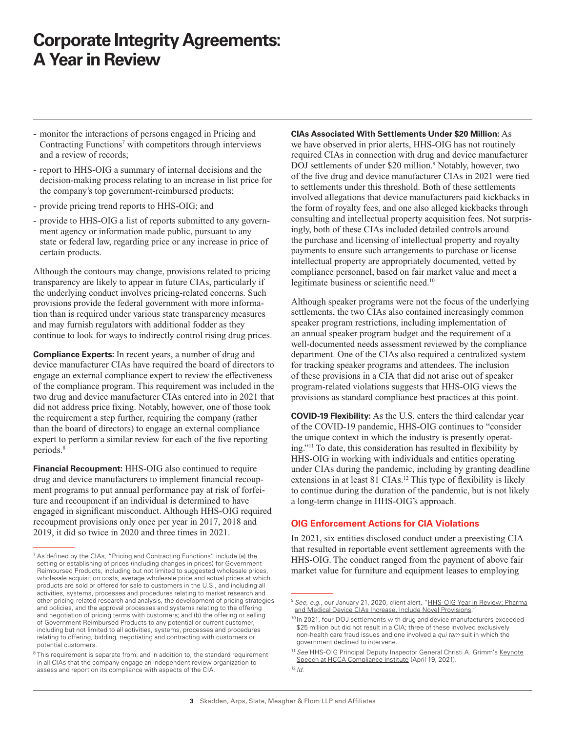- monitor the interactions of persons engaged in Pricing and Contracting Functions[7] with competitors through interviews and a review of records;
- report to HHS-OIG a summary of internal decisions and the decision-making process relating to an increase in list price for the company's top government-reimbursed products;
- provide pricing trend reports to HHS-OIG; and
- provide to HHS-OIG a list of reports submitted to any government agency or information made public, pursuant to any state or federal law, regarding price or any increase in price of certain products.

Although the contours may change, provisions related to pricing transparency are likely to appear in future CIAs, particularly if the underlying conduct involves pricing-related concerns. Such provisions provide the federal government with more information than is required under various state transparency measures and may furnish regulators with additional fodder as they continue to look for ways to indirectly control rising drug prices.

**Compliance Experts:** In recent years, a number of drug and device manufacturer CIAs have required the board of directors to engage an external compliance expert to review the effectiveness of the compliance program. This requirement was included in the two drug and device manufacturer CIAs entered into in 2021 that did not address price fixing. Notably, however, one of those took the requirement a step further, requiring the company (rather than the board of directors) to engage an external compliance expert to perform a similar review for each of the five reporting periods.[8]

**Financial Recoupment:** HHS-OIG also continued to require drug and device manufacturers to implement financial recoupment programs to put annual performance pay at risk of forfeiture and recoupment if an individual is determined to have engaged in significant misconduct. Although HHS-OIG required recoupment provisions only once per year in 2017, 2018 and 2019, it did so twice in 2020 and three times in 2021.

**CIAs Associated With Settlements Under $20 Million:** As we have observed in prior alerts, HHS-OIG has not routinely required CIAs in connection with drug and device manufacturer DOJ settlements of under $20 million.[9] Notably, however, two of the five drug and device manufacturer CIAs in 2021 were tied to settlements under this threshold. Both of these settlements involved allegations that device manufacturers paid kickbacks in the form of royalty fees, and one also alleged kickbacks through consulting and intellectual property acquisition fees. Not surprisingly, both of these CIAs included detailed controls around the purchase and licensing of intellectual property and royalty payments to ensure such arrangements to purchase or license intellectual property are appropriately documented, vetted by compliance personnel, based on fair market value and meet a legitimate business or scientific need.[10]

Although speaker programs were not the focus of the underlying settlements, the two CIAs also contained increasingly common speaker program restrictions, including implementation of an annual speaker program budget and the requirement of a well-documented needs assessment reviewed by the compliance department. One of the CIAs also required a centralized system for tracking speaker programs and attendees. The inclusion of these provisions in a CIA that did not arise out of speaker program-related violations suggests that HHS-OIG views the provisions as standard compliance best practices at this point.

**COVID-19 Flexibility:** As the U.S. enters the third calendar year of the COVID-19 pandemic, HHS-OIG continues to "consider the unique context in which the industry is presently operating."[11] To date, this consideration has resulted in flexibility by HHS-OIG in working with individuals and entities operating under CIAs during the pandemic, including by granting deadline extensions in at least 81 CIAs.[12] This type of flexibility is likely to continue during the duration of the pandemic, but is not likely a long-term change in HHS-OIG's approach.

## OIG Enforcement Actions for CIA Violations

In 2021, six entities disclosed conduct under a preexisting CIA that resulted in reportable event settlement agreements with the HHS-OIG. The conduct ranged from the payment of above fair market value for furniture and equipment leases to employing

---

[7] As defined by the CIAs, "Pricing and Contracting Functions" include (a) the setting or establishing of prices (including changes in prices) for Government Reimbursed Products, including but not limited to suggested wholesale prices, wholesale acquisition costs, average wholesale price and actual prices at which products are sold or offered for sale to customers in the U.S., and including all activities, systems, processes and procedures relating to market research and other pricing-related research and analysis, the development of pricing strategies and policies, and the approval processes and systems relating to the offering and negotiation of pricing terms with customers; and (b) the offering or selling of Government Reimbursed Products to any potential or current customer, including but not limited to all activities, systems, processes and procedures relating to offering, bidding, negotiating and contracting with customers or potential customers.

[8] This requirement is separate from, and in addition to, the standard requirement in all CIAs that the company engage an independent review organization to assess and report on its compliance with aspects of the CIA.

[9] *See, e.g.*, our January 21, 2020, client alert, "HHS-OIG Year in Review: Pharma and Medical Device CIAs Increase, Include Novel Provisions."

[10] In 2021, four DOJ settlements with drug and device manufacturers exceeded $25 million but did not result in a CIA; three of these involved exclusively non-health care fraud issues and one involved a *qui tam* suit in which the government declined to intervene.

[11] *See* HHS-OIG Principal Deputy Inspector General Christi A. Grimm's Keynote Speech at HCCA Compliance Institute (April 19, 2021).

[12] *Id.*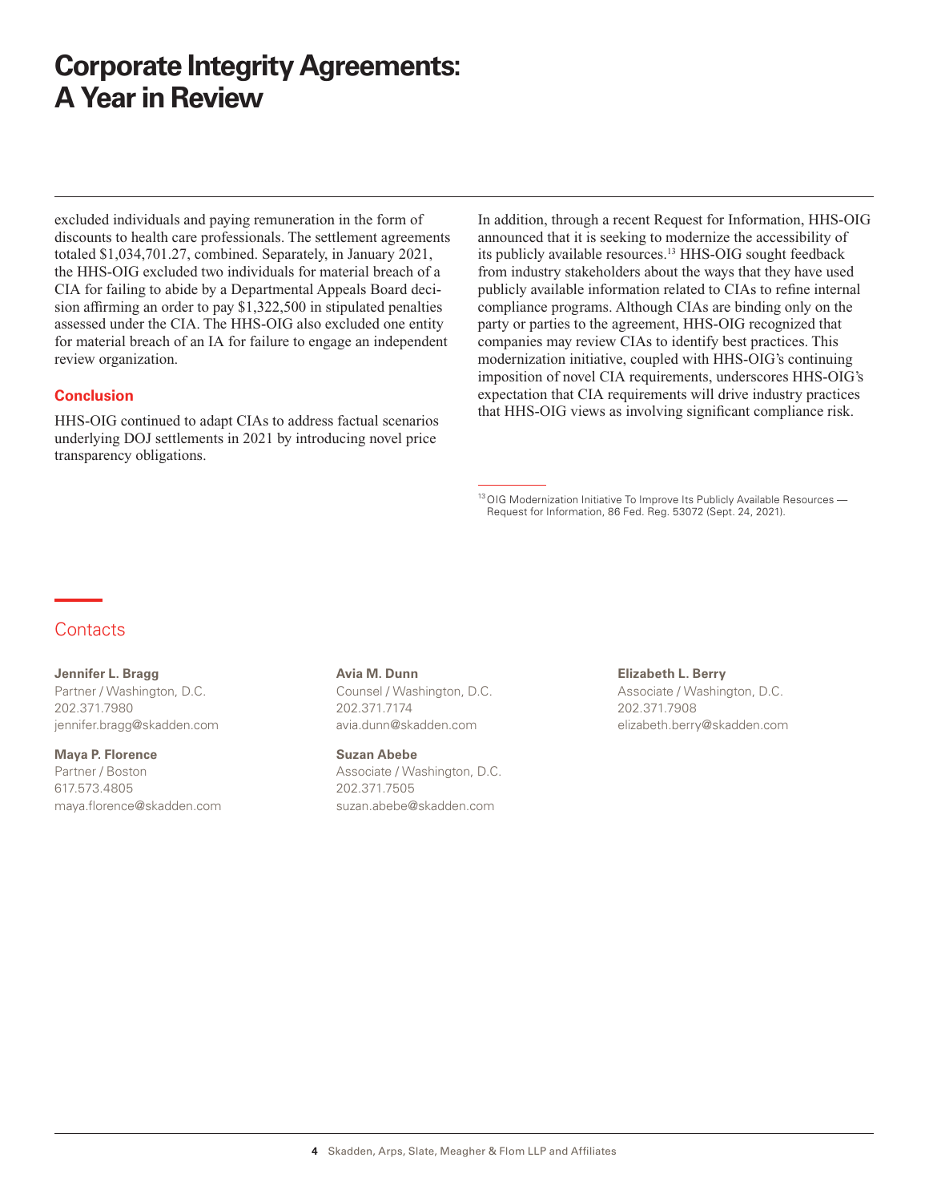excluded individuals and paying remuneration in the form of discounts to health care professionals. The settlement agreements totaled $1,034,701.27, combined. Separately, in January 2021, the HHS-OIG excluded two individuals for material breach of a CIA for failing to abide by a Departmental Appeals Board decision affirming an order to pay $1,322,500 in stipulated penalties assessed under the CIA. The HHS-OIG also excluded one entity for material breach of an IA for failure to engage an independent review organization.

### Conclusion

HHS-OIG continued to adapt CIAs to address factual scenarios underlying DOJ settlements in 2021 by introducing novel price transparency obligations.

In addition, through a recent Request for Information, HHS-OIG announced that it is seeking to modernize the accessibility of its publicly available resources.[13] HHS-OIG sought feedback from industry stakeholders about the ways that they have used publicly available information related to CIAs to refine internal compliance programs. Although CIAs are binding only on the party or parties to the agreement, HHS-OIG recognized that companies may review CIAs to identify best practices. This modernization initiative, coupled with HHS-OIG's continuing imposition of novel CIA requirements, underscores HHS-OIG's expectation that CIA requirements will drive industry practices that HHS-OIG views as involving significant compliance risk.

[13] OIG Modernization Initiative To Improve Its Publicly Available Resources — Request for Information, 86 Fed. Reg. 53072 (Sept. 24, 2021).

## Contacts

**Jennifer L. Bragg**
Partner / Washington, D.C.
202.371.7980
jennifer.bragg@skadden.com

**Maya P. Florence**
Partner / Boston
617.573.4805
maya.florence@skadden.com

**Avia M. Dunn**
Counsel / Washington, D.C.
202.371.7174
avia.dunn@skadden.com

**Suzan Abebe**
Associate / Washington, D.C.
202.371.7505
suzan.abebe@skadden.com

**Elizabeth L. Berry**
Associate / Washington, D.C.
202.371.7908
elizabeth.berry@skadden.com